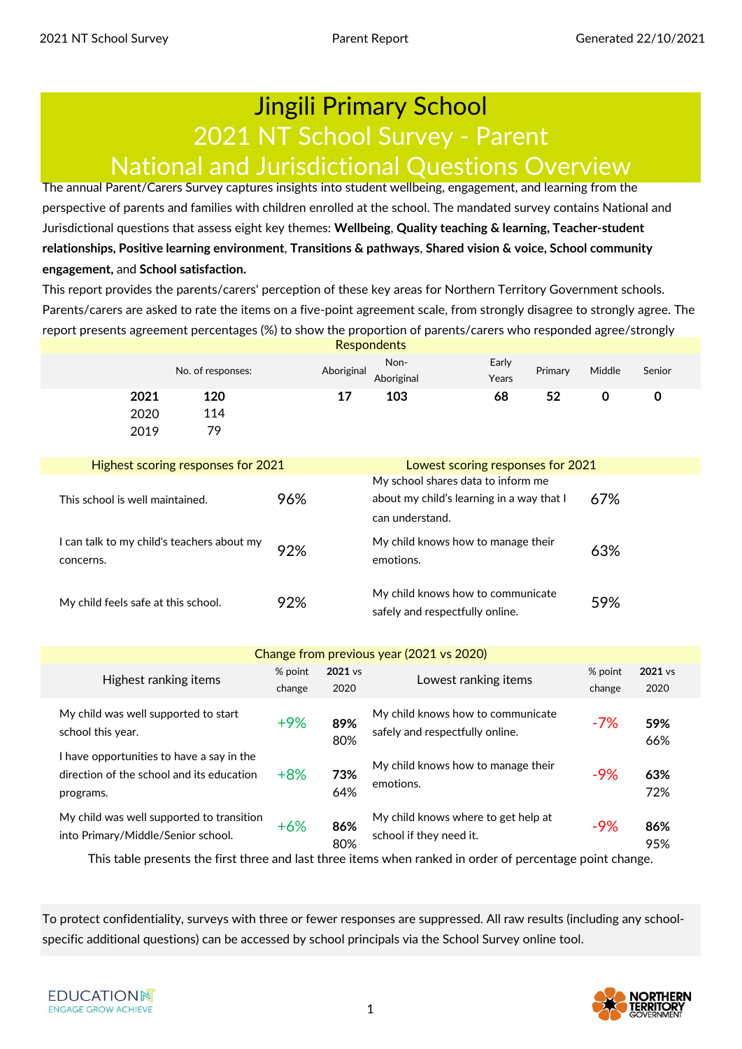# Jingili Primary School
## 2021 NT School Survey - Parent
## National and Jurisdictional Questions Overview

The annual Parent/Carers Survey captures insights into student wellbeing, engagement, and learning from the perspective of parents and families with children enrolled at the school. The mandated survey contains National and Jurisdictional questions that assess eight key themes: **Wellbeing**, **Quality teaching & learning, Teacher-student relationships, Positive learning environment**, **Transitions & pathways**, **Shared vision & voice, School community engagement,** and **School satisfaction.**

This report provides the parents/carers' perception of these key areas for Northern Territory Government schools. Parents/carers are asked to rate the items on a five-point agreement scale, from strongly disagree to strongly agree. The report presents agreement percentages (%) to show the proportion of parents/carers who responded agree/strongly

### Respondents

| | No. of responses: | Aboriginal | Non-Aboriginal | Early Years | Primary | Middle | Senior |
|---|---|---|---|---|---|---|---|
| **2021** | **120** | **17** | **103** | **68** | **52** | **0** | **0** |
| 2020 | 114 | | | | | | |
| 2019 | 79 | | | | | | |

### Highest scoring responses for 2021

| Item | % |
|---|---|
| This school is well maintained. | 96% |
| I can talk to my child's teachers about my concerns. | 92% |
| My child feels safe at this school. | 92% |

### Lowest scoring responses for 2021

| Item | % |
|---|---|
| My school shares data to inform me about my child's learning in a way that I can understand. | 67% |
| My child knows how to manage their emotions. | 63% |
| My child knows how to communicate safely and respectfully online. | 59% |

### Change from previous year (2021 vs 2020)

| Highest ranking items | % point change | **2021** vs 2020 |
|---|---|---|
| My child was well supported to start school this year. | +9% | **89%** 80% |
| I have opportunities to have a say in the direction of the school and its education programs. | +8% | **73%** 64% |
| My child was well supported to transition into Primary/Middle/Senior school. | +6% | **86%** 80% |

| Lowest ranking items | % point change | **2021** vs 2020 |
|---|---|---|
| My child knows how to communicate safely and respectfully online. | -7% | **59%** 66% |
| My child knows how to manage their emotions. | -9% | **63%** 72% |
| My child knows where to get help at school if they need it. | -9% | **86%** 95% |

This table presents the first three and last three items when ranked in order of percentage point change.

To protect confidentiality, surveys with three or fewer responses are suppressed. All raw results (including any school-specific additional questions) can be accessed by school principals via the School Survey online tool.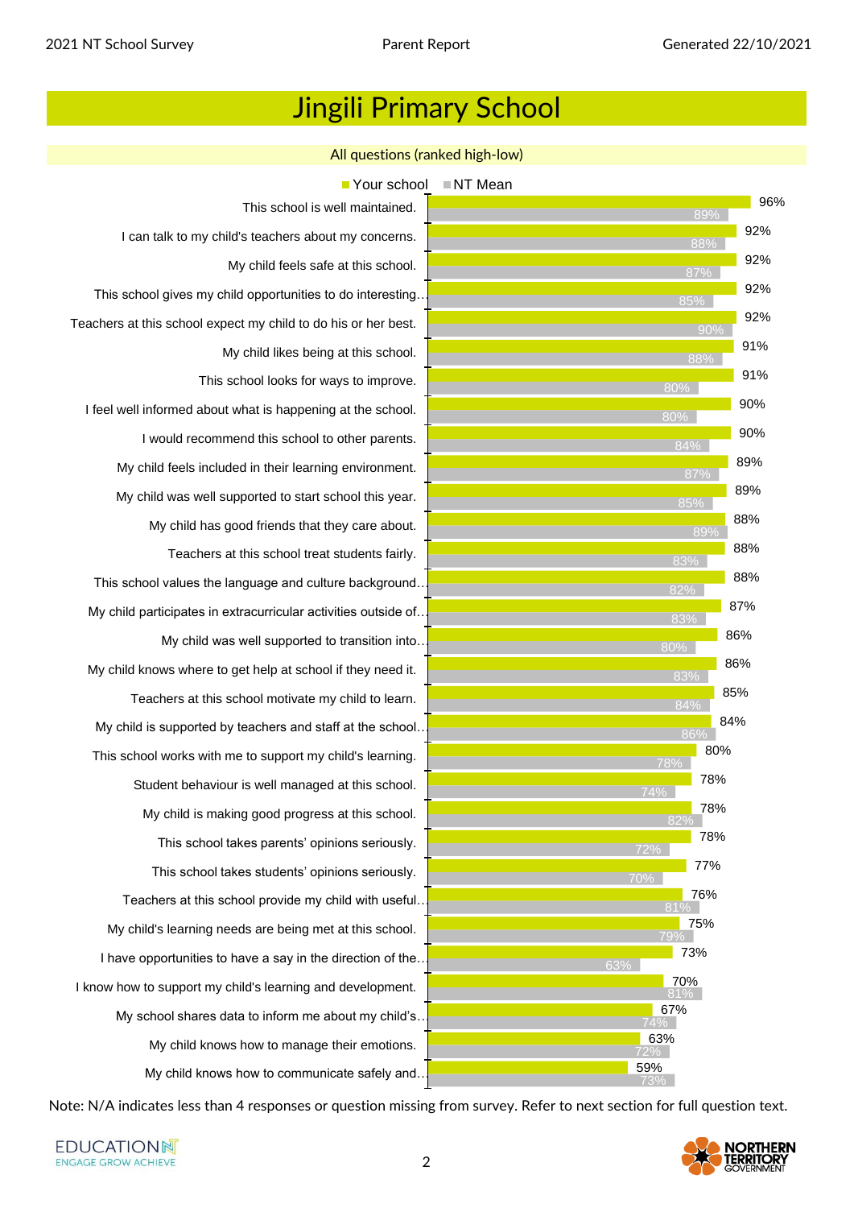# Jingili Primary School

## All questions (ranked high-low)

| Question | Your school | NT Mean |
|---|---|---|
| This school is well maintained. | 96% | 89% |
| I can talk to my child's teachers about my concerns. | 92% | 88% |
| My child feels safe at this school. | 92% | 87% |
| This school gives my child opportunities to do interesting… | 92% | 85% |
| Teachers at this school expect my child to do his or her best. | 92% | 90% |
| My child likes being at this school. | 91% | 88% |
| This school looks for ways to improve. | 91% | 80% |
| I feel well informed about what is happening at the school. | 90% | 80% |
| I would recommend this school to other parents. | 90% | 84% |
| My child feels included in their learning environment. | 89% | 87% |
| My child was well supported to start school this year. | 89% | 85% |
| My child has good friends that they care about. | 88% | 89% |
| Teachers at this school treat students fairly. | 88% | 83% |
| This school values the language and culture background… | 88% | 82% |
| My child participates in extracurricular activities outside of… | 87% | 83% |
| My child was well supported to transition into… | 86% | 80% |
| My child knows where to get help at school if they need it. | 86% | 83% |
| Teachers at this school motivate my child to learn. | 85% | 84% |
| My child is supported by teachers and staff at the school… | 84% | 86% |
| This school works with me to support my child's learning. | 80% | 78% |
| Student behaviour is well managed at this school. | 78% | 74% |
| My child is making good progress at this school. | 78% | 82% |
| This school takes parents' opinions seriously. | 78% | 72% |
| This school takes students' opinions seriously. | 77% | 70% |
| Teachers at this school provide my child with useful… | 76% | 81% |
| My child's learning needs are being met at this school. | 75% | 79% |
| I have opportunities to have a say in the direction of the… | 73% | 63% |
| I know how to support my child's learning and development. | 70% | 81% |
| My school shares data to inform me about my child's… | 67% | 74% |
| My child knows how to manage their emotions. | 63% | 72% |
| My child knows how to communicate safely and… | 59% | 73% |

Note: N/A indicates less than 4 responses or question missing from survey. Refer to next section for full question text.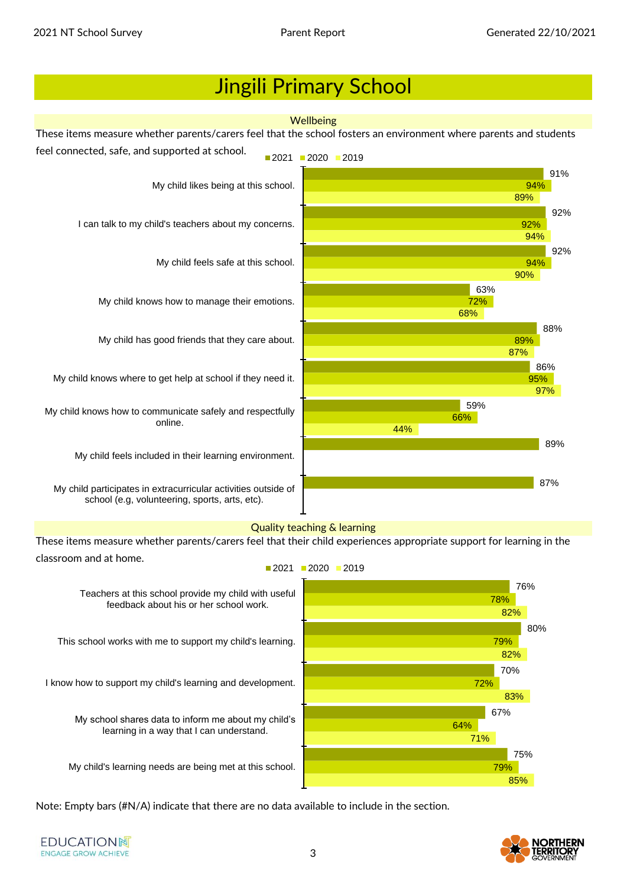# Jingili Primary School

## Wellbeing

These items measure whether parents/carers feel that the school fosters an environment where parents and students feel connected, safe, and supported at school.

| Item | 2021 | 2020 | 2019 |
|---|---|---|---|
| My child likes being at this school. | 91% | 94% | 89% |
| I can talk to my child's teachers about my concerns. | 92% | 92% | 94% |
| My child feels safe at this school. | 92% | 94% | 90% |
| My child knows how to manage their emotions. | 63% | 72% | 68% |
| My child has good friends that they care about. | 88% | 89% | 87% |
| My child knows where to get help at school if they need it. | 86% | 95% | 97% |
| My child knows how to communicate safely and respectfully online. | 59% | 66% | 44% |
| My child feels included in their learning environment. | 89% | | |
| My child participates in extracurricular activities outside of school (e.g, volunteering, sports, arts, etc). | 87% | | |

## Quality teaching & learning

These items measure whether parents/carers feel that their child experiences appropriate support for learning in the classroom and at home.

| Item | 2021 | 2020 | 2019 |
|---|---|---|---|
| Teachers at this school provide my child with useful feedback about his or her school work. | 76% | 78% | 82% |
| This school works with me to support my child's learning. | 80% | 79% | 82% |
| I know how to support my child's learning and development. | 70% | 72% | 83% |
| My school shares data to inform me about my child's learning in a way that I can understand. | 67% | 64% | 71% |
| My child's learning needs are being met at this school. | 75% | 79% | 85% |

Note: Empty bars (#N/A) indicate that there are no data available to include in the section.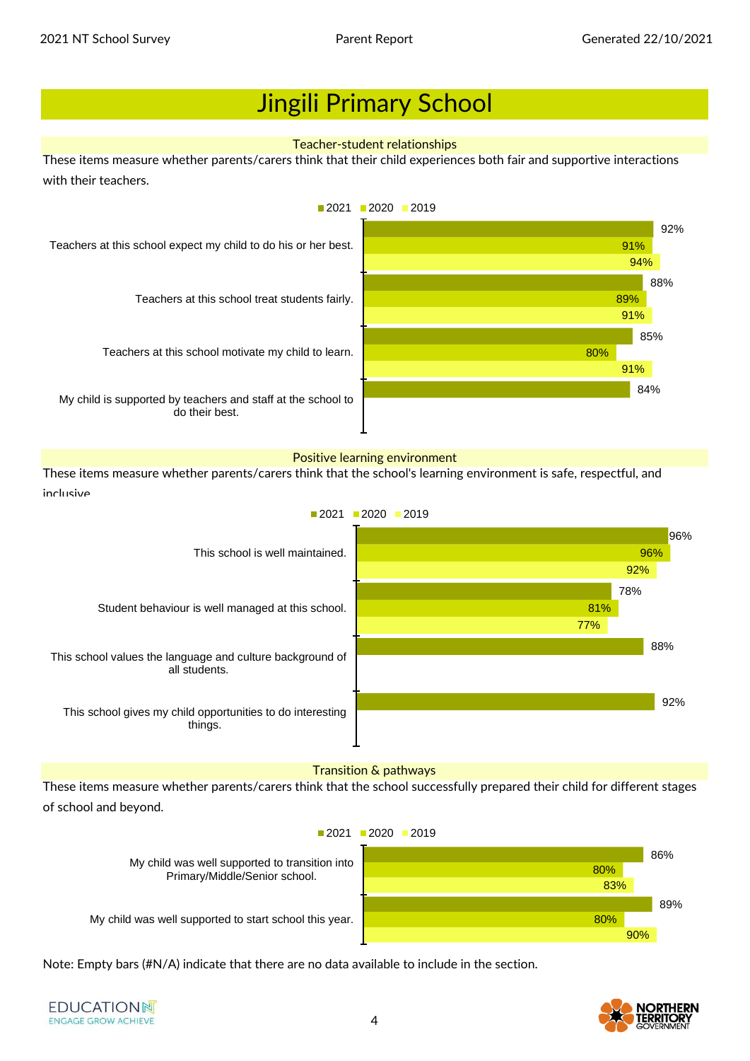# Jingili Primary School

## Teacher-student relationships

These items measure whether parents/carers think that their child experiences both fair and supportive interactions with their teachers.

| Item | 2021 | 2020 | 2019 |
| --- | --- | --- | --- |
| Teachers at this school expect my child to do his or her best. | 92% | 91% | 94% |
| Teachers at this school treat students fairly. | 88% | 89% | 91% |
| Teachers at this school motivate my child to learn. | 85% | 80% | 91% |
| My child is supported by teachers and staff at the school to do their best. | 84% | | |

## Positive learning environment

These items measure whether parents/carers think that the school's learning environment is safe, respectful, and inclusive

| Item | 2021 | 2020 | 2019 |
| --- | --- | --- | --- |
| This school is well maintained. | 96% | 96% | 92% |
| Student behaviour is well managed at this school. | 78% | 81% | 77% |
| This school values the language and culture background of all students. | 88% | | |
| This school gives my child opportunities to do interesting things. | 92% | | |

## Transition & pathways

These items measure whether parents/carers think that the school successfully prepared their child for different stages of school and beyond.

| Item | 2021 | 2020 | 2019 |
| --- | --- | --- | --- |
| My child was well supported to transition into Primary/Middle/Senior school. | 86% | 80% | 83% |
| My child was well supported to start school this year. | 89% | 80% | 90% |

Note: Empty bars (#N/A) indicate that there are no data available to include in the section.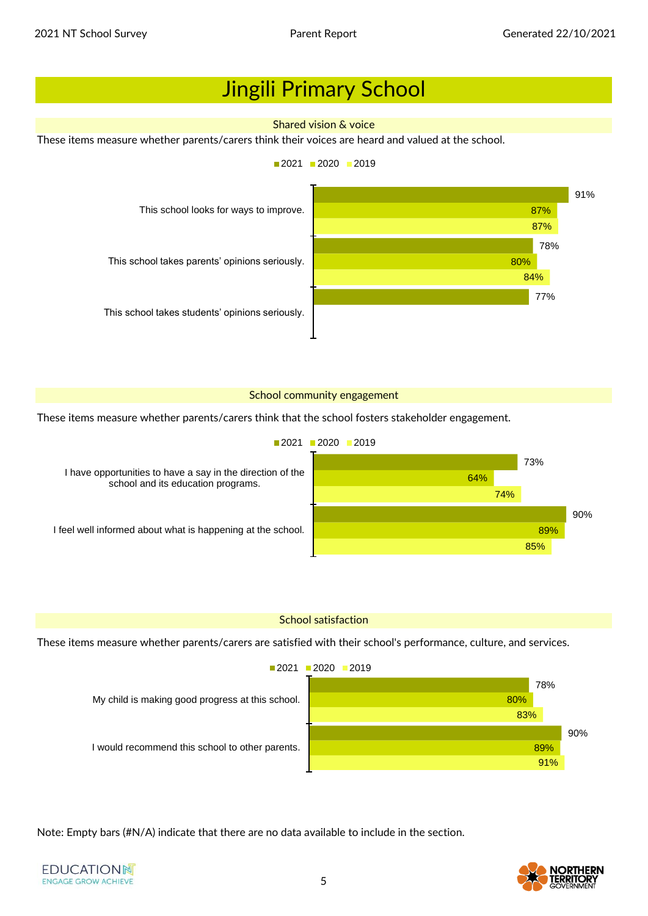# Jingili Primary School

## Shared vision & voice

These items measure whether parents/carers think their voices are heard and valued at the school.

| | 2021 | 2020 | 2019 |
|---|---|---|---|
| This school looks for ways to improve. | 91% | 87% | 87% |
| This school takes parents' opinions seriously. | 78% | 80% | 84% |
| This school takes students' opinions seriously. | 77% | | |

## School community engagement

These items measure whether parents/carers think that the school fosters stakeholder engagement.

| | 2021 | 2020 | 2019 |
|---|---|---|---|
| I have opportunities to have a say in the direction of the school and its education programs. | 73% | 64% | 74% |
| I feel well informed about what is happening at the school. | 90% | 89% | 85% |

## School satisfaction

These items measure whether parents/carers are satisfied with their school's performance, culture, and services.

| | 2021 | 2020 | 2019 |
|---|---|---|---|
| My child is making good progress at this school. | 78% | 80% | 83% |
| I would recommend this school to other parents. | 90% | 89% | 91% |

Note: Empty bars (#N/A) indicate that there are no data available to include in the section.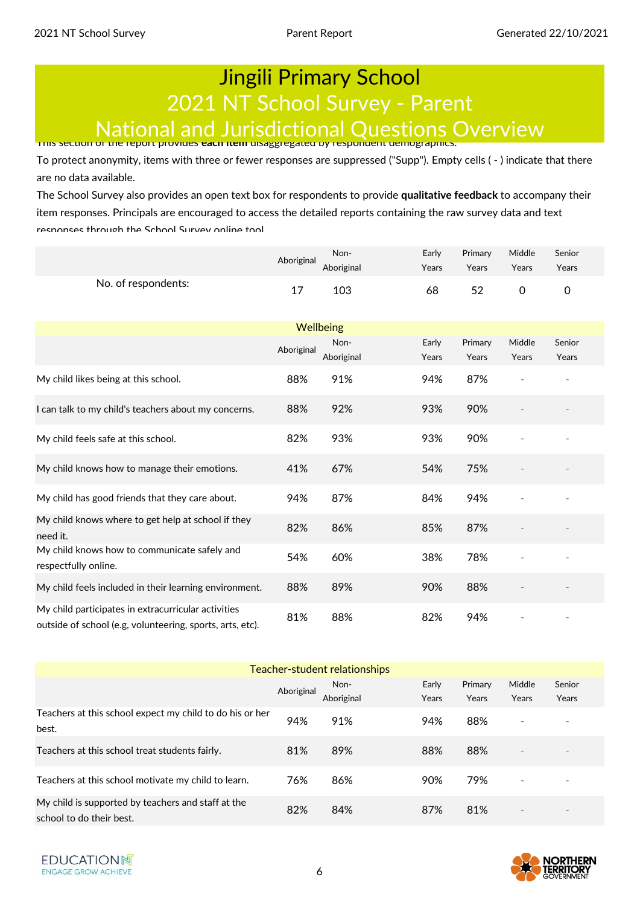# Jingili Primary School
## 2021 NT School Survey - Parent
## National and Jurisdictional Questions Overview

This section of the report provides **each item** disaggregated by respondent demographics.

To protect anonymity, items with three or fewer responses are suppressed ("Supp"). Empty cells ( - ) indicate that there are no data available.

The School Survey also provides an open text box for respondents to provide **qualitative feedback** to accompany their item responses. Principals are encouraged to access the detailed reports containing the raw survey data and text responses through the School Survey online tool.

| | Aboriginal | Non-Aboriginal | Early Years | Primary Years | Middle Years | Senior Years |
|---|---|---|---|---|---|---|
| No. of respondents: | 17 | 103 | 68 | 52 | 0 | 0 |

### Wellbeing

| | Aboriginal | Non-Aboriginal | Early Years | Primary Years | Middle Years | Senior Years |
|---|---|---|---|---|---|---|
| My child likes being at this school. | 88% | 91% | 94% | 87% | - | - |
| I can talk to my child's teachers about my concerns. | 88% | 92% | 93% | 90% | - | - |
| My child feels safe at this school. | 82% | 93% | 93% | 90% | - | - |
| My child knows how to manage their emotions. | 41% | 67% | 54% | 75% | - | - |
| My child has good friends that they care about. | 94% | 87% | 84% | 94% | - | - |
| My child knows where to get help at school if they need it. | 82% | 86% | 85% | 87% | - | - |
| My child knows how to communicate safely and respectfully online. | 54% | 60% | 38% | 78% | - | - |
| My child feels included in their learning environment. | 88% | 89% | 90% | 88% | - | - |
| My child participates in extracurricular activities outside of school (e.g, volunteering, sports, arts, etc). | 81% | 88% | 82% | 94% | - | - |

### Teacher-student relationships

| | Aboriginal | Non-Aboriginal | Early Years | Primary Years | Middle Years | Senior Years |
|---|---|---|---|---|---|---|
| Teachers at this school expect my child to do his or her best. | 94% | 91% | 94% | 88% | - | - |
| Teachers at this school treat students fairly. | 81% | 89% | 88% | 88% | - | - |
| Teachers at this school motivate my child to learn. | 76% | 86% | 90% | 79% | - | - |
| My child is supported by teachers and staff at the school to do their best. | 82% | 84% | 87% | 81% | - | - |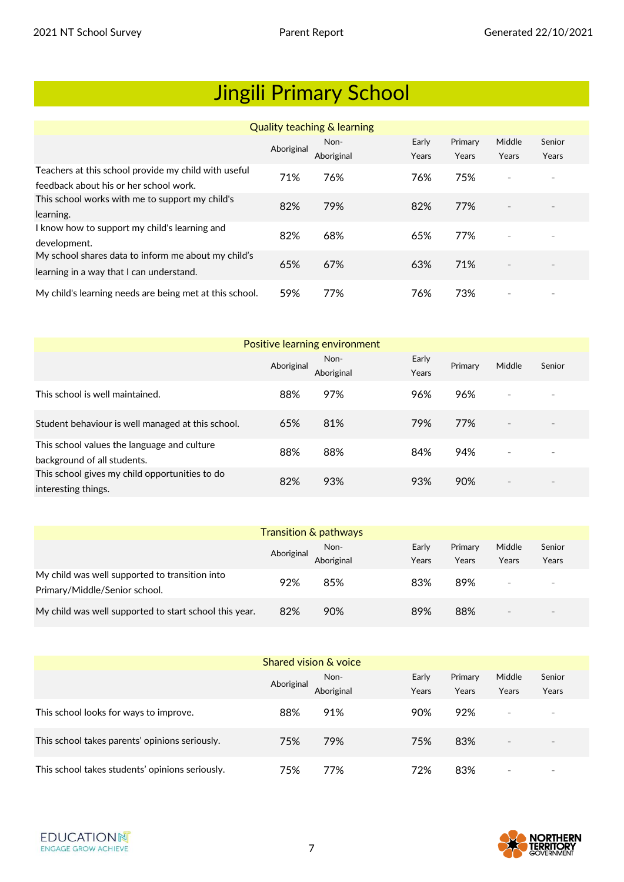# Jingili Primary School

| Quality teaching & learning | Aboriginal | Non-Aboriginal | Early Years | Primary Years | Middle Years | Senior Years |
|---|---|---|---|---|---|---|
| Teachers at this school provide my child with useful feedback about his or her school work. | 71% | 76% | 76% | 75% | - | - |
| This school works with me to support my child's learning. | 82% | 79% | 82% | 77% | - | - |
| I know how to support my child's learning and development. | 82% | 68% | 65% | 77% | - | - |
| My school shares data to inform me about my child's learning in a way that I can understand. | 65% | 67% | 63% | 71% | - | - |
| My child's learning needs are being met at this school. | 59% | 77% | 76% | 73% | - | - |

| Positive learning environment | Aboriginal | Non-Aboriginal | Early Years | Primary | Middle | Senior |
|---|---|---|---|---|---|---|
| This school is well maintained. | 88% | 97% | 96% | 96% | - | - |
| Student behaviour is well managed at this school. | 65% | 81% | 79% | 77% | - | - |
| This school values the language and culture background of all students. | 88% | 88% | 84% | 94% | - | - |
| This school gives my child opportunities to do interesting things. | 82% | 93% | 93% | 90% | - | - |

| Transition & pathways | Aboriginal | Non-Aboriginal | Early Years | Primary Years | Middle Years | Senior Years |
|---|---|---|---|---|---|---|
| My child was well supported to transition into Primary/Middle/Senior school. | 92% | 85% | 83% | 89% | - | - |
| My child was well supported to start school this year. | 82% | 90% | 89% | 88% | - | - |

| Shared vision & voice | Aboriginal | Non-Aboriginal | Early Years | Primary Years | Middle Years | Senior Years |
|---|---|---|---|---|---|---|
| This school looks for ways to improve. | 88% | 91% | 90% | 92% | - | - |
| This school takes parents' opinions seriously. | 75% | 79% | 75% | 83% | - | - |
| This school takes students' opinions seriously. | 75% | 77% | 72% | 83% | - | - |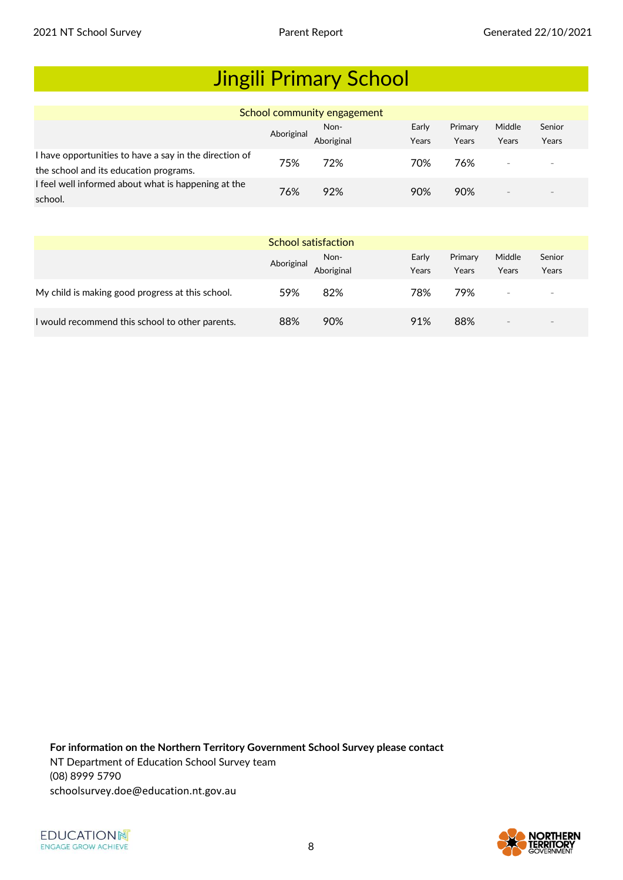# Jingili Primary School

| School community engagement | Aboriginal | Non-Aboriginal | Early Years | Primary Years | Middle Years | Senior Years |
|---|---|---|---|---|---|---|
| I have opportunities to have a say in the direction of the school and its education programs. | 75% | 72% | 70% | 76% | - | - |
| I feel well informed about what is happening at the school. | 76% | 92% | 90% | 90% | - | - |

| School satisfaction | Aboriginal | Non-Aboriginal | Early Years | Primary Years | Middle Years | Senior Years |
|---|---|---|---|---|---|---|
| My child is making good progress at this school. | 59% | 82% | 78% | 79% | - | - |
| I would recommend this school to other parents. | 88% | 90% | 91% | 88% | - | - |

**For information on the Northern Territory Government School Survey please contact**
NT Department of Education School Survey team
(08) 8999 5790
schoolsurvey.doe@education.nt.gov.au